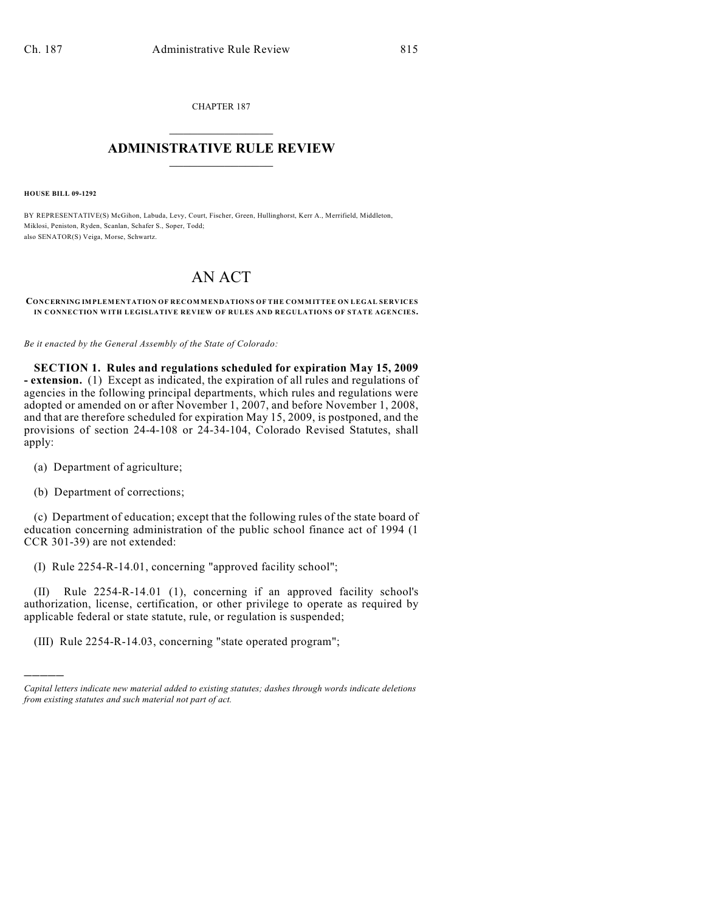CHAPTER 187

# ADMINISTRATIVE RULE REVIEW

**HOUSE BILL 09-1292**

BY REPRESENTATIVE(S) McGihon, Labuda, Levy, Court, Fischer, Green, Hullinghorst, Kerr A., Merrifield, Middleton, Miklosi, Peniston, Ryden, Scanlan, Schafer S., Soper, Todd;
also SENATOR(S) Veiga, Morse, Schwartz.

# AN ACT

**CONCERNING IMPLEMENTATION OF RECOMMENDATIONS OF THE COMMITTEE ON LEGAL SERVICES IN CONNECTION WITH LEGISLATIVE REVIEW OF RULES AND REGULATIONS OF STATE AGENCIES.**

*Be it enacted by the General Assembly of the State of Colorado:*

**SECTION 1. Rules and regulations scheduled for expiration May 15, 2009 - extension.** (1) Except as indicated, the expiration of all rules and regulations of agencies in the following principal departments, which rules and regulations were adopted or amended on or after November 1, 2007, and before November 1, 2008, and that are therefore scheduled for expiration May 15, 2009, is postponed, and the provisions of section 24-4-108 or 24-34-104, Colorado Revised Statutes, shall apply:

(a) Department of agriculture;

(b) Department of corrections;

(c) Department of education; except that the following rules of the state board of education concerning administration of the public school finance act of 1994 (1 CCR 301-39) are not extended:

(I) Rule 2254-R-14.01, concerning "approved facility school";

(II) Rule 2254-R-14.01 (1), concerning if an approved facility school's authorization, license, certification, or other privilege to operate as required by applicable federal or state statute, rule, or regulation is suspended;

(III) Rule 2254-R-14.03, concerning "state operated program";

---

*Capital letters indicate new material added to existing statutes; dashes through words indicate deletions from existing statutes and such material not part of act.*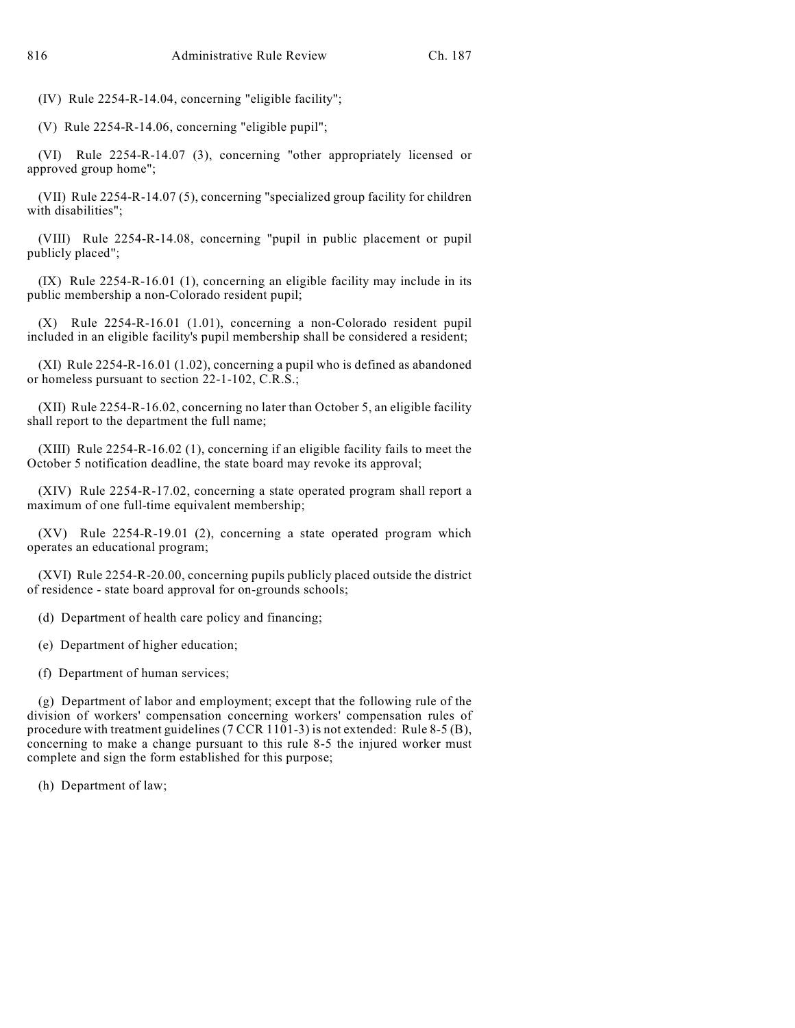(IV) Rule 2254-R-14.04, concerning "eligible facility";

(V) Rule 2254-R-14.06, concerning "eligible pupil";

(VI) Rule 2254-R-14.07 (3), concerning "other appropriately licensed or approved group home";

(VII) Rule 2254-R-14.07 (5), concerning "specialized group facility for children with disabilities";

(VIII) Rule 2254-R-14.08, concerning "pupil in public placement or pupil publicly placed";

(IX) Rule 2254-R-16.01 (1), concerning an eligible facility may include in its public membership a non-Colorado resident pupil;

(X) Rule 2254-R-16.01 (1.01), concerning a non-Colorado resident pupil included in an eligible facility's pupil membership shall be considered a resident;

(XI) Rule 2254-R-16.01 (1.02), concerning a pupil who is defined as abandoned or homeless pursuant to section 22-1-102, C.R.S.;

(XII) Rule 2254-R-16.02, concerning no later than October 5, an eligible facility shall report to the department the full name;

(XIII) Rule 2254-R-16.02 (1), concerning if an eligible facility fails to meet the October 5 notification deadline, the state board may revoke its approval;

(XIV) Rule 2254-R-17.02, concerning a state operated program shall report a maximum of one full-time equivalent membership;

(XV) Rule 2254-R-19.01 (2), concerning a state operated program which operates an educational program;

(XVI) Rule 2254-R-20.00, concerning pupils publicly placed outside the district of residence - state board approval for on-grounds schools;

(d) Department of health care policy and financing;

(e) Department of higher education;

(f) Department of human services;

(g) Department of labor and employment; except that the following rule of the division of workers' compensation concerning workers' compensation rules of procedure with treatment guidelines (7 CCR 1101-3) is not extended: Rule 8-5 (B), concerning to make a change pursuant to this rule 8-5 the injured worker must complete and sign the form established for this purpose;

(h) Department of law;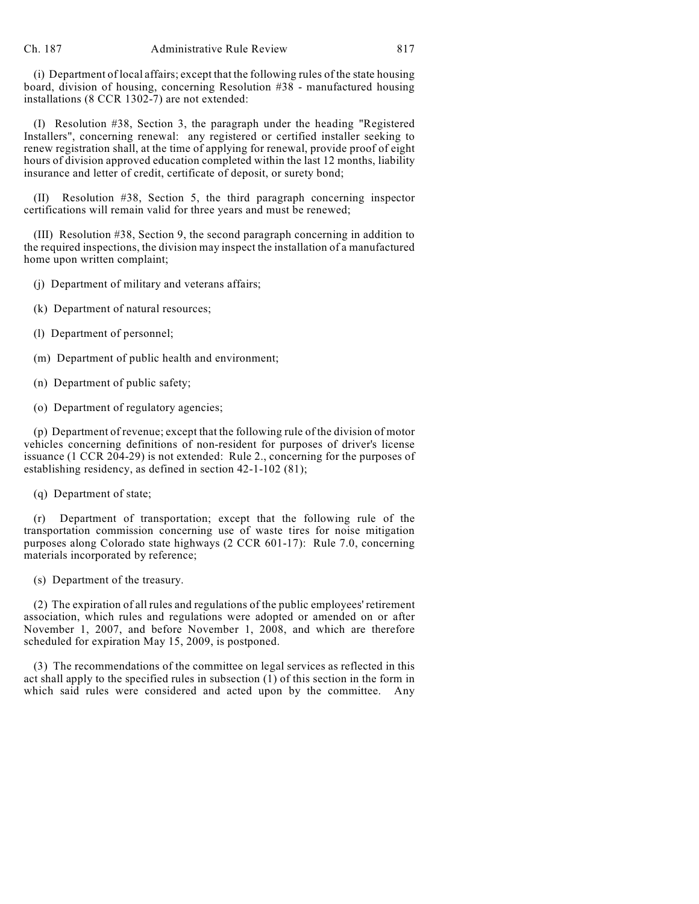(i) Department of local affairs; except that the following rules of the state housing board, division of housing, concerning Resolution #38 - manufactured housing installations (8 CCR 1302-7) are not extended:

(I) Resolution #38, Section 3, the paragraph under the heading "Registered Installers", concerning renewal: any registered or certified installer seeking to renew registration shall, at the time of applying for renewal, provide proof of eight hours of division approved education completed within the last 12 months, liability insurance and letter of credit, certificate of deposit, or surety bond;

(II) Resolution #38, Section 5, the third paragraph concerning inspector certifications will remain valid for three years and must be renewed;

(III) Resolution #38, Section 9, the second paragraph concerning in addition to the required inspections, the division may inspect the installation of a manufactured home upon written complaint;

(j) Department of military and veterans affairs;

(k) Department of natural resources;

(l) Department of personnel;

(m) Department of public health and environment;

(n) Department of public safety;

(o) Department of regulatory agencies;

(p) Department of revenue; except that the following rule of the division of motor vehicles concerning definitions of non-resident for purposes of driver's license issuance (1 CCR 204-29) is not extended: Rule 2., concerning for the purposes of establishing residency, as defined in section 42-1-102 (81);

(q) Department of state;

(r) Department of transportation; except that the following rule of the transportation commission concerning use of waste tires for noise mitigation purposes along Colorado state highways (2 CCR 601-17): Rule 7.0, concerning materials incorporated by reference;

(s) Department of the treasury.

(2) The expiration of all rules and regulations of the public employees' retirement association, which rules and regulations were adopted or amended on or after November 1, 2007, and before November 1, 2008, and which are therefore scheduled for expiration May 15, 2009, is postponed.

(3) The recommendations of the committee on legal services as reflected in this act shall apply to the specified rules in subsection (1) of this section in the form in which said rules were considered and acted upon by the committee. Any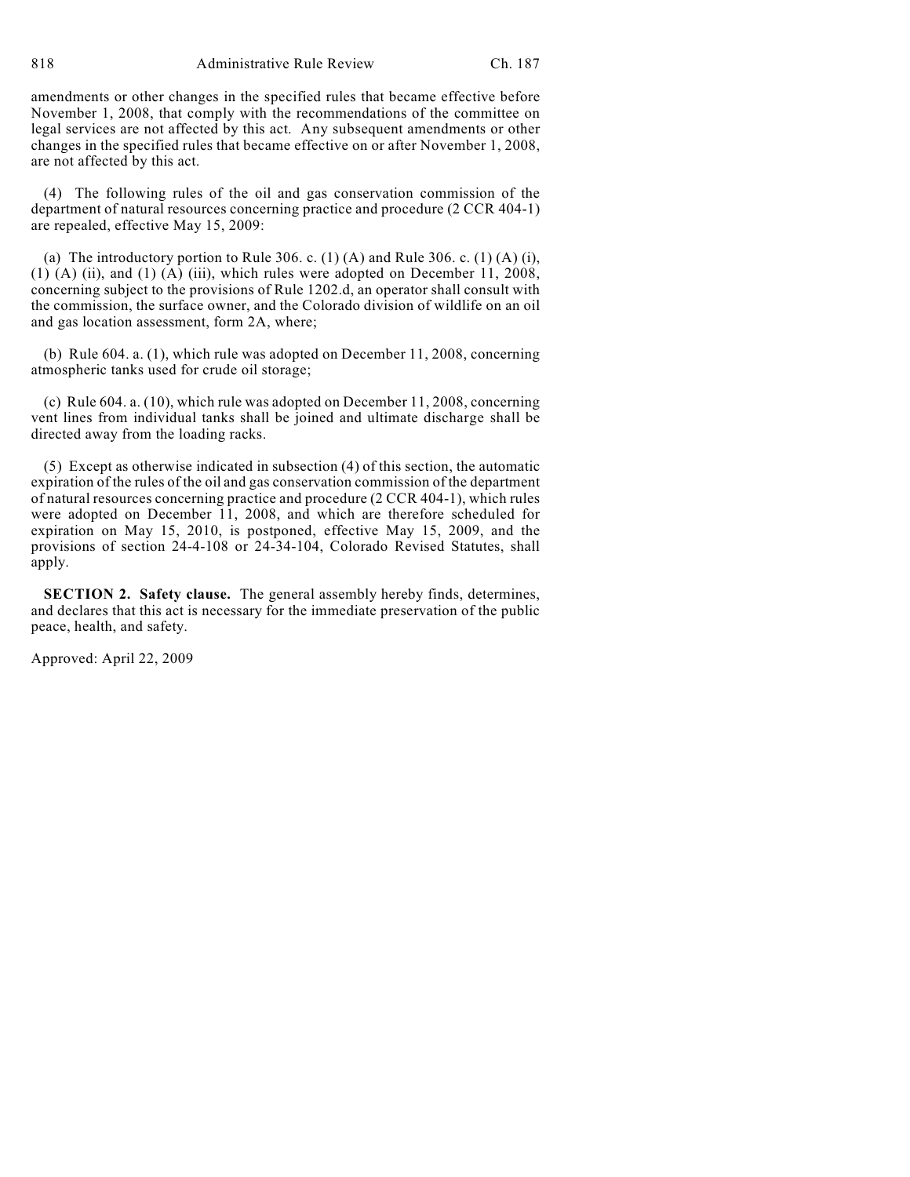amendments or other changes in the specified rules that became effective before November 1, 2008, that comply with the recommendations of the committee on legal services are not affected by this act. Any subsequent amendments or other changes in the specified rules that became effective on or after November 1, 2008, are not affected by this act.

(4) The following rules of the oil and gas conservation commission of the department of natural resources concerning practice and procedure (2 CCR 404-1) are repealed, effective May 15, 2009:

(a) The introductory portion to Rule 306. c. (1) (A) and Rule 306. c. (1) (A) (i), (1) (A) (ii), and (1) (A) (iii), which rules were adopted on December 11, 2008, concerning subject to the provisions of Rule 1202.d, an operator shall consult with the commission, the surface owner, and the Colorado division of wildlife on an oil and gas location assessment, form 2A, where;

(b) Rule 604. a. (1), which rule was adopted on December 11, 2008, concerning atmospheric tanks used for crude oil storage;

(c) Rule 604. a. (10), which rule was adopted on December 11, 2008, concerning vent lines from individual tanks shall be joined and ultimate discharge shall be directed away from the loading racks.

(5) Except as otherwise indicated in subsection (4) of this section, the automatic expiration of the rules of the oil and gas conservation commission of the department of natural resources concerning practice and procedure (2 CCR 404-1), which rules were adopted on December 11, 2008, and which are therefore scheduled for expiration on May 15, 2010, is postponed, effective May 15, 2009, and the provisions of section 24-4-108 or 24-34-104, Colorado Revised Statutes, shall apply.

**SECTION 2. Safety clause.** The general assembly hereby finds, determines, and declares that this act is necessary for the immediate preservation of the public peace, health, and safety.

Approved: April 22, 2009